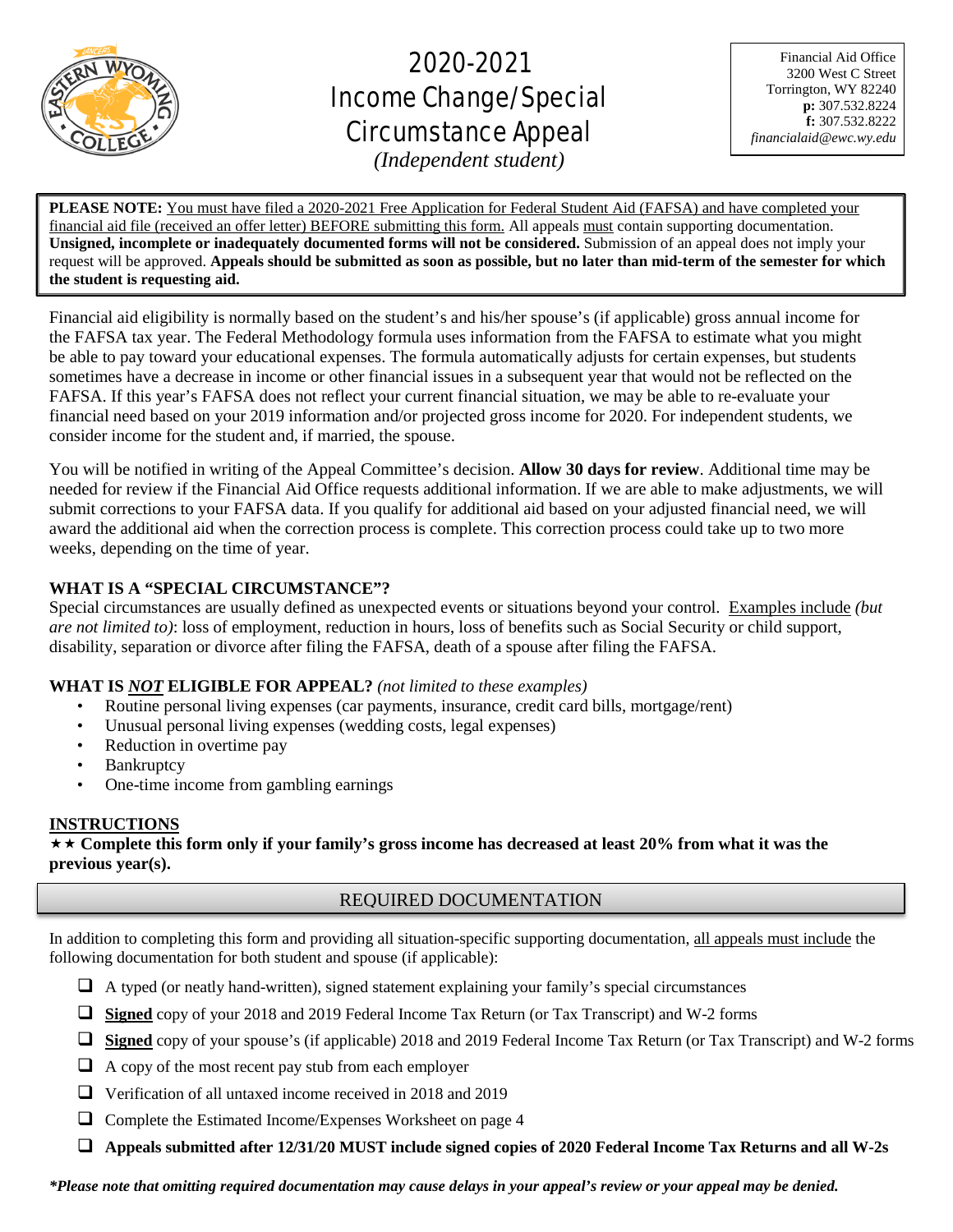# 2020-2021 Income Change/Special Circumstance Appeal

*(Independent student)*

Financial Aid Office
3200 West C Street
Torrington, WY 82240
**p:** 307.532.8224
**f:** 307.532.8222
*financialaid@ewc.wy.edu*

**PLEASE NOTE:** You must have filed a 2020-2021 Free Application for Federal Student Aid (FAFSA) and have completed your financial aid file (received an offer letter) BEFORE submitting this form. All appeals must contain supporting documentation. **Unsigned, incomplete or inadequately documented forms will not be considered.** Submission of an appeal does not imply your request will be approved. **Appeals should be submitted as soon as possible, but no later than mid-term of the semester for which the student is requesting aid.**

Financial aid eligibility is normally based on the student's and his/her spouse's (if applicable) gross annual income for the FAFSA tax year. The Federal Methodology formula uses information from the FAFSA to estimate what you might be able to pay toward your educational expenses. The formula automatically adjusts for certain expenses, but students sometimes have a decrease in income or other financial issues in a subsequent year that would not be reflected on the FAFSA. If this year's FAFSA does not reflect your current financial situation, we may be able to re-evaluate your financial need based on your 2019 information and/or projected gross income for 2020. For independent students, we consider income for the student and, if married, the spouse.

You will be notified in writing of the Appeal Committee's decision. **Allow 30 days for review**. Additional time may be needed for review if the Financial Aid Office requests additional information. If we are able to make adjustments, we will submit corrections to your FAFSA data. If you qualify for additional aid based on your adjusted financial need, we will award the additional aid when the correction process is complete. This correction process could take up to two more weeks, depending on the time of year.

### WHAT IS A "SPECIAL CIRCUMSTANCE"?

Special circumstances are usually defined as unexpected events or situations beyond your control. Examples include *(but are not limited to)*: loss of employment, reduction in hours, loss of benefits such as Social Security or child support, disability, separation or divorce after filing the FAFSA, death of a spouse after filing the FAFSA.

### WHAT IS *NOT* ELIGIBLE FOR APPEAL? *(not limited to these examples)*

- Routine personal living expenses (car payments, insurance, credit card bills, mortgage/rent)
- Unusual personal living expenses (wedding costs, legal expenses)
- Reduction in overtime pay
- Bankruptcy
- One-time income from gambling earnings

### INSTRUCTIONS

★★ **Complete this form only if your family's gross income has decreased at least 20% from what it was the previous year(s).**

## REQUIRED DOCUMENTATION

In addition to completing this form and providing all situation-specific supporting documentation, all appeals must include the following documentation for both student and spouse (if applicable):

- ☐ A typed (or neatly hand-written), signed statement explaining your family's special circumstances
- ☐ **Signed** copy of your 2018 and 2019 Federal Income Tax Return (or Tax Transcript) and W-2 forms
- ☐ **Signed** copy of your spouse's (if applicable) 2018 and 2019 Federal Income Tax Return (or Tax Transcript) and W-2 forms
- ☐ A copy of the most recent pay stub from each employer
- ☐ Verification of all untaxed income received in 2018 and 2019
- ☐ Complete the Estimated Income/Expenses Worksheet on page 4
- ☐ **Appeals submitted after 12/31/20 MUST include signed copies of 2020 Federal Income Tax Returns and all W-2s**

***Please note that omitting required documentation may cause delays in your appeal's review or your appeal may be denied.***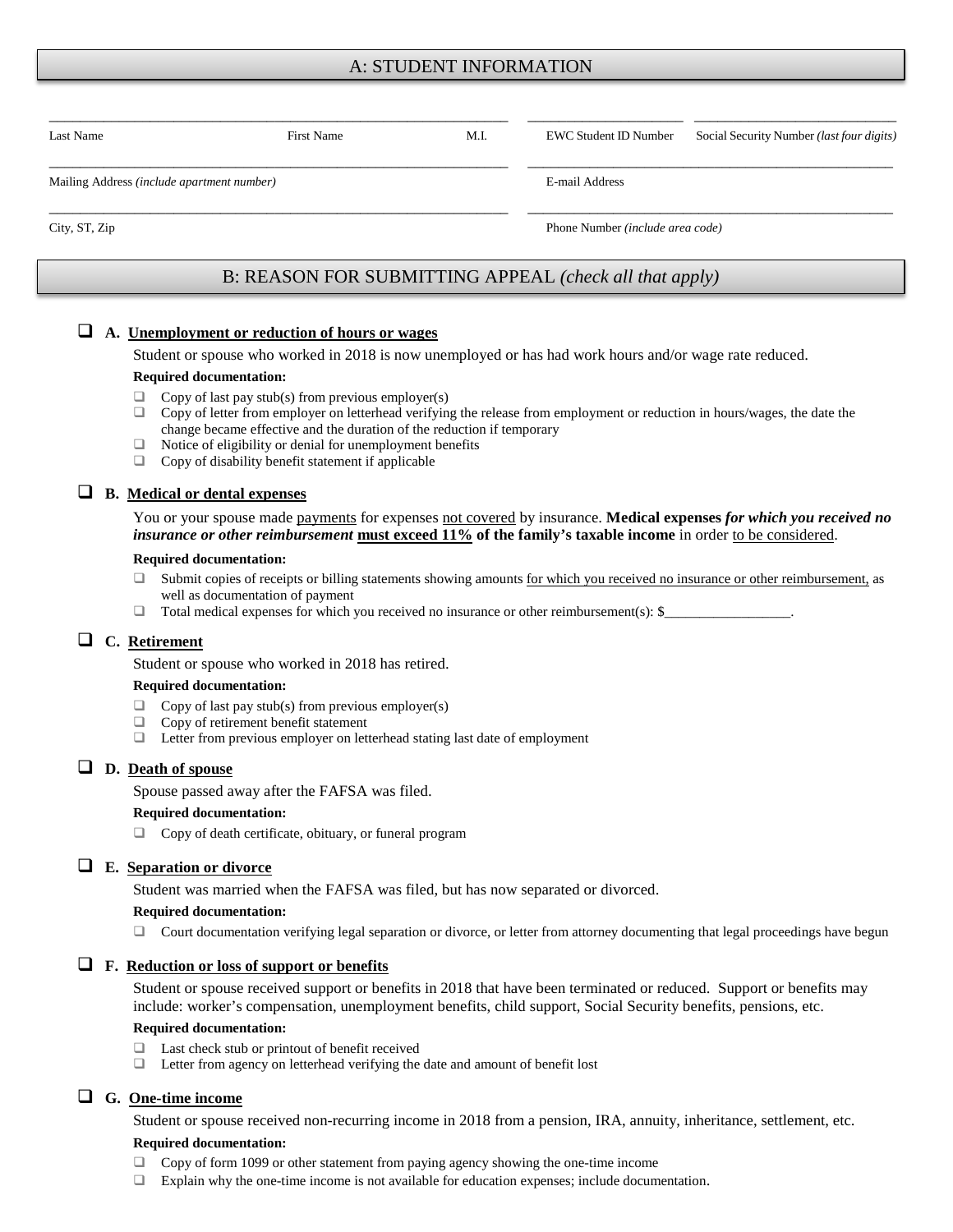## A: STUDENT INFORMATION

| Last Name | First Name | M.I. | EWC Student ID Number | Social Security Number *(last four digits)* |
|---|---|---|---|---|
| | | | | |

| Mailing Address *(include apartment number)* | E-mail Address |
|---|---|
| | |

| City, ST, Zip | Phone Number *(include area code)* |
|---|---|
| | |

## B: REASON FOR SUBMITTING APPEAL *(check all that apply)*

❑ **A. Unemployment or reduction of hours or wages**

Student or spouse who worked in 2018 is now unemployed or has had work hours and/or wage rate reduced.

**Required documentation:**

- ❑ Copy of last pay stub(s) from previous employer(s)
- ❑ Copy of letter from employer on letterhead verifying the release from employment or reduction in hours/wages, the date the change became effective and the duration of the reduction if temporary
- ❑ Notice of eligibility or denial for unemployment benefits
- ❑ Copy of disability benefit statement if applicable

❑ **B. Medical or dental expenses**

You or your spouse made payments for expenses not covered by insurance. **Medical expenses *for which you received no insurance or other reimbursement* must exceed 11% of the family's taxable income** in order to be considered.

**Required documentation:**

- ❑ Submit copies of receipts or billing statements showing amounts for which you received no insurance or other reimbursement, as well as documentation of payment
- ❑ Total medical expenses for which you received no insurance or other reimbursement(s): $__________________.

❑ **C. Retirement**

Student or spouse who worked in 2018 has retired.

**Required documentation:**

- ❑ Copy of last pay stub(s) from previous employer(s)
- ❑ Copy of retirement benefit statement
- ❑ Letter from previous employer on letterhead stating last date of employment

❑ **D. Death of spouse**

Spouse passed away after the FAFSA was filed.

**Required documentation:**

- ❑ Copy of death certificate, obituary, or funeral program

❑ **E. Separation or divorce**

Student was married when the FAFSA was filed, but has now separated or divorced.

**Required documentation:**

- ❑ Court documentation verifying legal separation or divorce, or letter from attorney documenting that legal proceedings have begun

❑ **F. Reduction or loss of support or benefits**

Student or spouse received support or benefits in 2018 that have been terminated or reduced. Support or benefits may include: worker's compensation, unemployment benefits, child support, Social Security benefits, pensions, etc.

**Required documentation:**

- ❑ Last check stub or printout of benefit received
- ❑ Letter from agency on letterhead verifying the date and amount of benefit lost

❑ **G. One-time income**

Student or spouse received non-recurring income in 2018 from a pension, IRA, annuity, inheritance, settlement, etc.

**Required documentation:**

- ❑ Copy of form 1099 or other statement from paying agency showing the one-time income
- ❑ Explain why the one-time income is not available for education expenses; include documentation.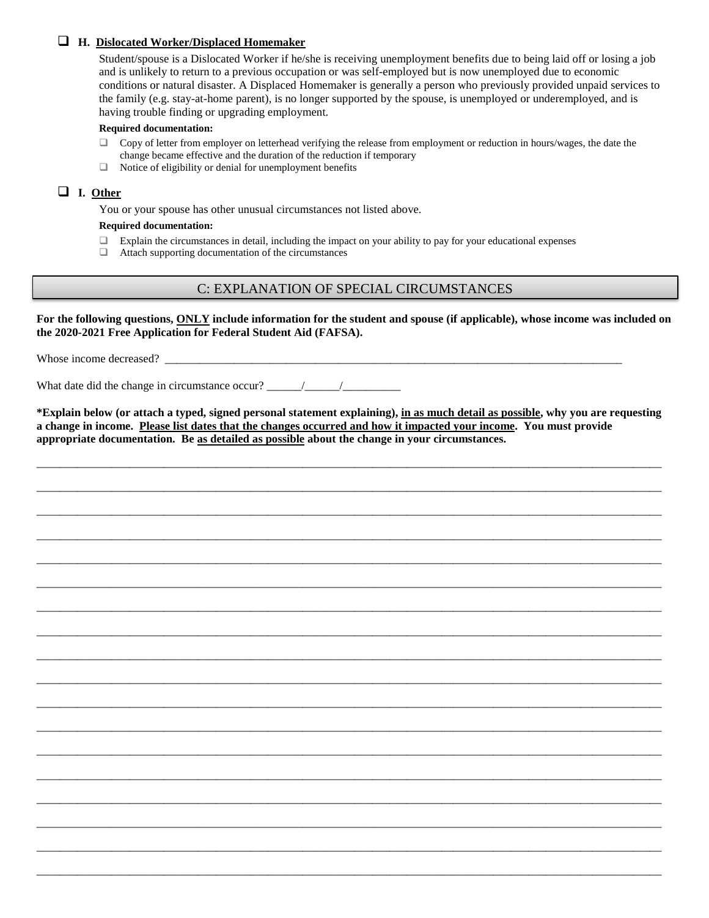- [ ] **H. <u>Dislocated Worker/Displaced Homemaker</u>**

Student/spouse is a Dislocated Worker if he/she is receiving unemployment benefits due to being laid off or losing a job and is unlikely to return to a previous occupation or was self-employed but is now unemployed due to economic conditions or natural disaster. A Displaced Homemaker is generally a person who previously provided unpaid services to the family (e.g. stay-at-home parent), is no longer supported by the spouse, is unemployed or underemployed, and is having trouble finding or upgrading employment.

**Required documentation:**

- [ ] Copy of letter from employer on letterhead verifying the release from employment or reduction in hours/wages, the date the change became effective and the duration of the reduction if temporary
- [ ] Notice of eligibility or denial for unemployment benefits

- [ ] **I. <u>Other</u>**

You or your spouse has other unusual circumstances not listed above.

**Required documentation:**

- [ ] Explain the circumstances in detail, including the impact on your ability to pay for your educational expenses
- [ ] Attach supporting documentation of the circumstances

## C: EXPLANATION OF SPECIAL CIRCUMSTANCES

**For the following questions, <u>ONLY</u> include information for the student and spouse (if applicable), whose income was included on the 2020-2021 Free Application for Federal Student Aid (FAFSA).**

Whose income decreased? ___________________________________________________________________________

What date did the change in circumstance occur? ______/______/__________

**\*Explain below (or attach a typed, signed personal statement explaining), <u>in as much detail as possible</u>, why you are requesting a change in income. <u>Please list dates that the changes occurred and how it impacted your income</u>. You must provide appropriate documentation. Be <u>as detailed as possible</u> about the change in your circumstances.**

____________________________________________________________________________________________________

____________________________________________________________________________________________________

____________________________________________________________________________________________________

____________________________________________________________________________________________________

____________________________________________________________________________________________________

____________________________________________________________________________________________________

____________________________________________________________________________________________________

____________________________________________________________________________________________________

____________________________________________________________________________________________________

____________________________________________________________________________________________________

____________________________________________________________________________________________________

____________________________________________________________________________________________________

____________________________________________________________________________________________________

____________________________________________________________________________________________________

____________________________________________________________________________________________________

____________________________________________________________________________________________________

____________________________________________________________________________________________________

____________________________________________________________________________________________________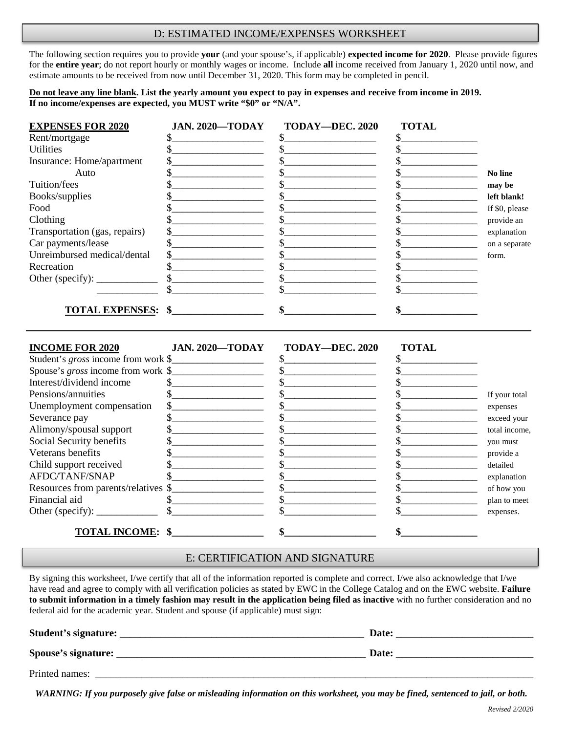## D: ESTIMATED INCOME/EXPENSES WORKSHEET

The following section requires you to provide **your** (and your spouse's, if applicable) **expected income for 2020**. Please provide figures for the **entire year**; do not report hourly or monthly wages or income. Include **all** income received from January 1, 2020 until now, and estimate amounts to be received from now until December 31, 2020. This form may be completed in pencil.

**Do not leave any line blank. List the yearly amount you expect to pay in expenses and receive from income in 2019. If no income/expenses are expected, you MUST write "$0" or "N/A".**

| **EXPENSES FOR 2020** | **JAN. 2020—TODAY** | **TODAY—DEC. 2020** | **TOTAL** | |
|---|---|---|---|---|
| Rent/mortgage | $__________ | $__________ | $__________ | |
| Utilities | $__________ | $__________ | $__________ | |
| Insurance: Home/apartment | $__________ | $__________ | $__________ | |
| Auto | $__________ | $__________ | $__________ | **No line** |
| Tuition/fees | $__________ | $__________ | $__________ | **may be** |
| Books/supplies | $__________ | $__________ | $__________ | **left blank!** |
| Food | $__________ | $__________ | $__________ | If $0, please |
| Clothing | $__________ | $__________ | $__________ | provide an |
| Transportation (gas, repairs) | $__________ | $__________ | $__________ | explanation |
| Car payments/lease | $__________ | $__________ | $__________ | on a separate |
| Unreimbursed medical/dental | $__________ | $__________ | $__________ | form. |
| Recreation | $__________ | $__________ | $__________ | |
| Other (specify): __________ | $__________ | $__________ | $__________ | |
| __________ | $__________ | $__________ | $__________ | |
| **TOTAL EXPENSES:** | **$__________** | **$__________** | **$__________** | |

| **INCOME FOR 2020** | **JAN. 2020—TODAY** | **TODAY—DEC. 2020** | **TOTAL** | |
|---|---|---|---|---|
| Student's *gross* income from work | $__________ | $__________ | $__________ | |
| Spouse's *gross* income from work | $__________ | $__________ | $__________ | |
| Interest/dividend income | $__________ | $__________ | $__________ | |
| Pensions/annuities | $__________ | $__________ | $__________ | If your total |
| Unemployment compensation | $__________ | $__________ | $__________ | expenses |
| Severance pay | $__________ | $__________ | $__________ | exceed your |
| Alimony/spousal support | $__________ | $__________ | $__________ | total income, |
| Social Security benefits | $__________ | $__________ | $__________ | you must |
| Veterans benefits | $__________ | $__________ | $__________ | provide a |
| Child support received | $__________ | $__________ | $__________ | detailed |
| AFDC/TANF/SNAP | $__________ | $__________ | $__________ | explanation |
| Resources from parents/relatives | $__________ | $__________ | $__________ | of how you |
| Financial aid | $__________ | $__________ | $__________ | plan to meet |
| Other (specify): __________ | $__________ | $__________ | $__________ | expenses. |
| **TOTAL INCOME:** | **$__________** | **$__________** | **$__________** | |

## E: CERTIFICATION AND SIGNATURE

By signing this worksheet, I/we certify that all of the information reported is complete and correct. I/we also acknowledge that I/we have read and agree to comply with all verification policies as stated by EWC in the College Catalog and on the EWC website. **Failure to submit information in a timely fashion may result in the application being filed as inactive** with no further consideration and no federal aid for the academic year. Student and spouse (if applicable) must sign:

**Student's signature:** ________________________________ **Date:** ____________________

**Spouse's signature:** ________________________________ **Date:** ____________________

Printed names: ____________________________________________________________

***WARNING: If you purposely give false or misleading information on this worksheet, you may be fined, sentenced to jail, or both.***

*Revised 2/2020*